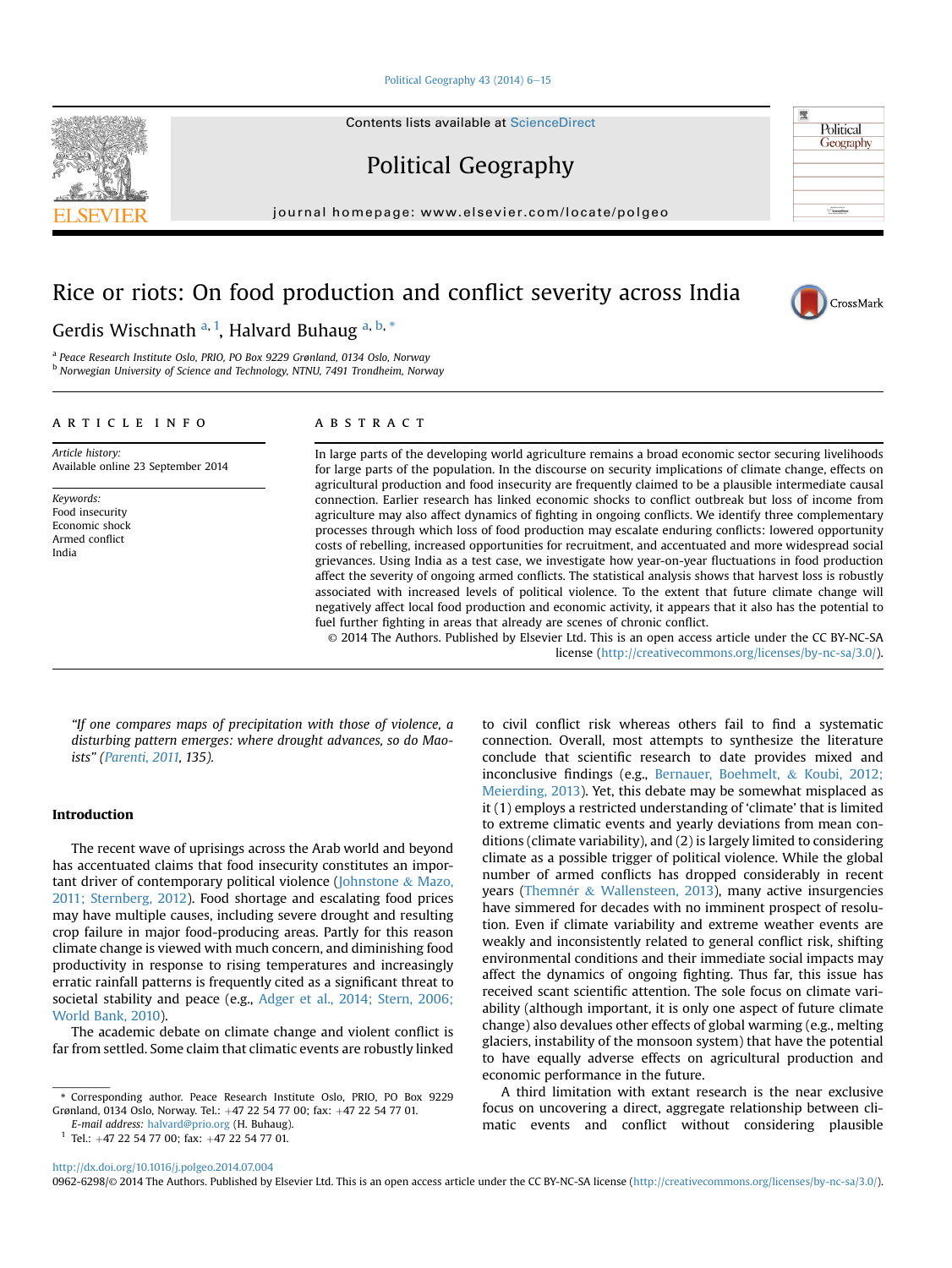# Rice or riots: On food production and conflict severity across India

Gerdis Wischnath [a, 1], Halvard Buhaug [a, b, *]

[a] Peace Research Institute Oslo, PRIO, PO Box 9229 Grønland, 0134 Oslo, Norway
[b] Norwegian University of Science and Technology, NTNU, 7491 Trondheim, Norway

**ARTICLE INFO**

*Article history:*
Available online 23 September 2014

*Keywords:*
Food insecurity
Economic shock
Armed conflict
India

**ABSTRACT**

In large parts of the developing world agriculture remains a broad economic sector securing livelihoods for large parts of the population. In the discourse on security implications of climate change, effects on agricultural production and food insecurity are frequently claimed to be a plausible intermediate causal connection. Earlier research has linked economic shocks to conflict outbreak but loss of income from agriculture may also affect dynamics of fighting in ongoing conflicts. We identify three complementary processes through which loss of food production may escalate enduring conflicts: lowered opportunity costs of rebelling, increased opportunities for recruitment, and accentuated and more widespread social grievances. Using India as a test case, we investigate how year-on-year fluctuations in food production affect the severity of ongoing armed conflicts. The statistical analysis shows that harvest loss is robustly associated with increased levels of political violence. To the extent that future climate change will negatively affect local food production and economic activity, it appears that it also has the potential to fuel further fighting in areas that already are scenes of chronic conflict.

© 2014 The Authors. Published by Elsevier Ltd. This is an open access article under the CC BY-NC-SA license (http://creativecommons.org/licenses/by-nc-sa/3.0/).

*"If one compares maps of precipitation with those of violence, a disturbing pattern emerges: where drought advances, so do Maoists" (Parenti, 2011, 135).*

## Introduction

The recent wave of uprisings across the Arab world and beyond has accentuated claims that food insecurity constitutes an important driver of contemporary political violence (Johnstone & Mazo, 2011; Sternberg, 2012). Food shortage and escalating food prices may have multiple causes, including severe drought and resulting crop failure in major food-producing areas. Partly for this reason climate change is viewed with much concern, and diminishing food productivity in response to rising temperatures and increasingly erratic rainfall patterns is frequently cited as a significant threat to societal stability and peace (e.g., Adger et al., 2014; Stern, 2006; World Bank, 2010).

The academic debate on climate change and violent conflict is far from settled. Some claim that climatic events are robustly linked to civil conflict risk whereas others fail to find a systematic connection. Overall, most attempts to synthesize the literature conclude that scientific research to date provides mixed and inconclusive findings (e.g., Bernauer, Boehmelt, & Koubi, 2012; Meierding, 2013). Yet, this debate may be somewhat misplaced as it (1) employs a restricted understanding of 'climate' that is limited to extreme climatic events and yearly deviations from mean conditions (climate variability), and (2) is largely limited to considering climate as a possible trigger of political violence. While the global number of armed conflicts has dropped considerably in recent years (Themnér & Wallensteen, 2013), many active insurgencies have simmered for decades with no imminent prospect of resolution. Even if climate variability and extreme weather events are weakly and inconsistently related to general conflict risk, shifting environmental conditions and their immediate social impacts may affect the dynamics of ongoing fighting. Thus far, this issue has received scant scientific attention. The sole focus on climate variability (although important, it is only one aspect of future climate change) also devalues other effects of global warming (e.g., melting glaciers, instability of the monsoon system) that have the potential to have equally adverse effects on agricultural production and economic performance in the future.

A third limitation with extant research is the near exclusive focus on uncovering a direct, aggregate relationship between climatic events and conflict without considering plausible

\* Corresponding author. Peace Research Institute Oslo, PRIO, PO Box 9229 Grønland, 0134 Oslo, Norway. Tel.: +47 22 54 77 00; fax: +47 22 54 77 01.
*E-mail address:* halvard@prio.org (H. Buhaug).
[1] Tel.: +47 22 54 77 00; fax: +47 22 54 77 01.

http://dx.doi.org/10.1016/j.polgeo.2014.07.004
0962-6298/© 2014 The Authors. Published by Elsevier Ltd. This is an open access article under the CC BY-NC-SA license (http://creativecommons.org/licenses/by-nc-sa/3.0/).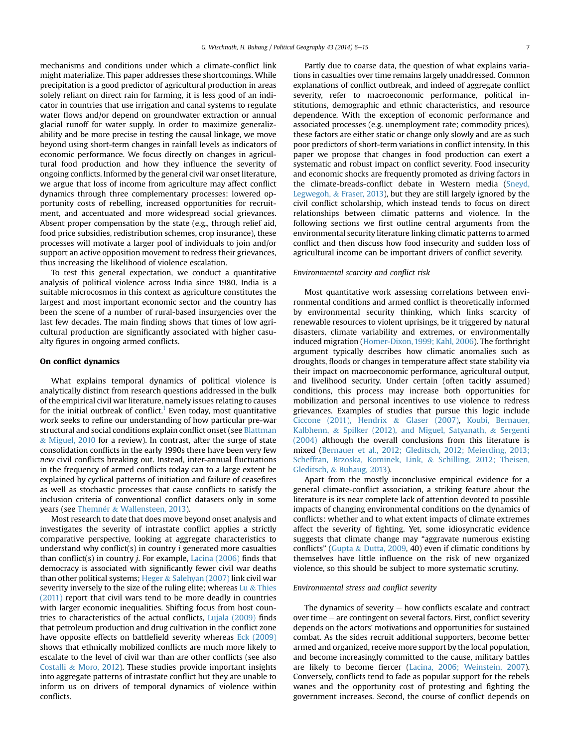mechanisms and conditions under which a climate-conflict link might materialize. This paper addresses these shortcomings. While precipitation is a good predictor of agricultural production in areas solely reliant on direct rain for farming, it is less good of an indicator in countries that use irrigation and canal systems to regulate water flows and/or depend on groundwater extraction or annual glacial runoff for water supply. In order to maximize generalizability and be more precise in testing the causal linkage, we move beyond using short-term changes in rainfall levels as indicators of economic performance. We focus directly on changes in agricultural food production and how they influence the severity of ongoing conflicts. Informed by the general civil war onset literature, we argue that loss of income from agriculture may affect conflict dynamics through three complementary processes: lowered opportunity costs of rebelling, increased opportunities for recruitment, and accentuated and more widespread social grievances. Absent proper compensation by the state (e.g., through relief aid, food price subsidies, redistribution schemes, crop insurance), these processes will motivate a larger pool of individuals to join and/or support an active opposition movement to redress their grievances, thus increasing the likelihood of violence escalation.

To test this general expectation, we conduct a quantitative analysis of political violence across India since 1980. India is a suitable microcosmos in this context as agriculture constitutes the largest and most important economic sector and the country has been the scene of a number of rural-based insurgencies over the last few decades. The main finding shows that times of low agricultural production are significantly associated with higher casualty figures in ongoing armed conflicts.

## On conflict dynamics

What explains temporal dynamics of political violence is analytically distinct from research questions addressed in the bulk of the empirical civil war literature, namely issues relating to causes for the initial outbreak of conflict.[1] Even today, most quantitative work seeks to refine our understanding of how particular pre-war structural and social conditions explain conflict onset (see Blattman & Miguel, 2010 for a review). In contrast, after the surge of state consolidation conflicts in the early 1990s there have been very few *new* civil conflicts breaking out. Instead, inter-annual fluctuations in the frequency of armed conflicts today can to a large extent be explained by cyclical patterns of initiation and failure of ceasefires as well as stochastic processes that cause conflicts to satisfy the inclusion criteria of conventional conflict datasets only in some years (see Themnér & Wallensteen, 2013).

Most research to date that does move beyond onset analysis and investigates the severity of intrastate conflict applies a strictly comparative perspective, looking at aggregate characteristics to understand why conflict(s) in country *i* generated more casualties than conflict(s) in country *j*. For example, Lacina (2006) finds that democracy is associated with significantly fewer civil war deaths than other political systems; Heger & Salehyan (2007) link civil war severity inversely to the size of the ruling elite; whereas Lu & Thies (2011) report that civil wars tend to be more deadly in countries with larger economic inequalities. Shifting focus from host countries to characteristics of the actual conflicts, Lujala (2009) finds that petroleum production and drug cultivation in the conflict zone have opposite effects on battlefield severity whereas Eck (2009) shows that ethnically mobilized conflicts are much more likely to escalate to the level of civil war than are other conflicts (see also Costalli & Moro, 2012). These studies provide important insights into aggregate patterns of intrastate conflict but they are unable to inform us on drivers of temporal dynamics of violence within conflicts.

Partly due to coarse data, the question of what explains variations in casualties over time remains largely unaddressed. Common explanations of conflict outbreak, and indeed of aggregate conflict severity, refer to macroeconomic performance, political institutions, demographic and ethnic characteristics, and resource dependence. With the exception of economic performance and associated processes (e.g. unemployment rate; commodity prices), these factors are either static or change only slowly and are as such poor predictors of short-term variations in conflict intensity. In this paper we propose that changes in food production can exert a systematic and robust impact on conflict severity. Food insecurity and economic shocks are frequently promoted as driving factors in the climate-breads-conflict debate in Western media (Sneyd, Legwegoh, & Fraser, 2013), but they are still largely ignored by the civil conflict scholarship, which instead tends to focus on direct relationships between climatic patterns and violence. In the following sections we first outline central arguments from the environmental security literature linking climatic patterns to armed conflict and then discuss how food insecurity and sudden loss of agricultural income can be important drivers of conflict severity.

### Environmental scarcity and conflict risk

Most quantitative work assessing correlations between environmental conditions and armed conflict is theoretically informed by environmental security thinking, which links scarcity of renewable resources to violent uprisings, be it triggered by natural disasters, climate variability and extremes, or environmentally induced migration (Homer-Dixon, 1999; Kahl, 2006). The forthright argument typically describes how climatic anomalies such as droughts, floods or changes in temperature affect state stability via their impact on macroeconomic performance, agricultural output, and livelihood security. Under certain (often tacitly assumed) conditions, this process may increase both opportunities for mobilization and personal incentives to use violence to redress grievances. Examples of studies that pursue this logic include Ciccone (2011), Hendrix & Glaser (2007), Koubi, Bernauer, Kalbhenn, & Spilker (2012), and Miguel, Satyanath, & Sergenti (2004) although the overall conclusions from this literature is mixed (Bernauer et al., 2012; Gleditsch, 2012; Meierding, 2013; Scheffran, Brzoska, Kominek, Link, & Schilling, 2012; Theisen, Gleditsch, & Buhaug, 2013).

Apart from the mostly inconclusive empirical evidence for a general climate-conflict association, a striking feature about the literature is its near complete lack of attention devoted to possible impacts of changing environmental conditions on the dynamics of conflicts: whether and to what extent impacts of climate extremes affect the severity of fighting. Yet, some idiosyncratic evidence suggests that climate change may "aggravate numerous existing conflicts" (Gupta & Dutta, 2009, 40) even if climatic conditions by themselves have little influence on the risk of new organized violence, so this should be subject to more systematic scrutiny.

### Environmental stress and conflict severity

The dynamics of severity – how conflicts escalate and contract over time – are contingent on several factors. First, conflict severity depends on the actors' motivations and opportunities for sustained combat. As the sides recruit additional supporters, become better armed and organized, receive more support by the local population, and become increasingly committed to the cause, military battles are likely to become fiercer (Lacina, 2006; Weinstein, 2007). Conversely, conflicts tend to fade as popular support for the rebels wanes and the opportunity cost of protesting and fighting the government increases. Second, the course of conflict depends on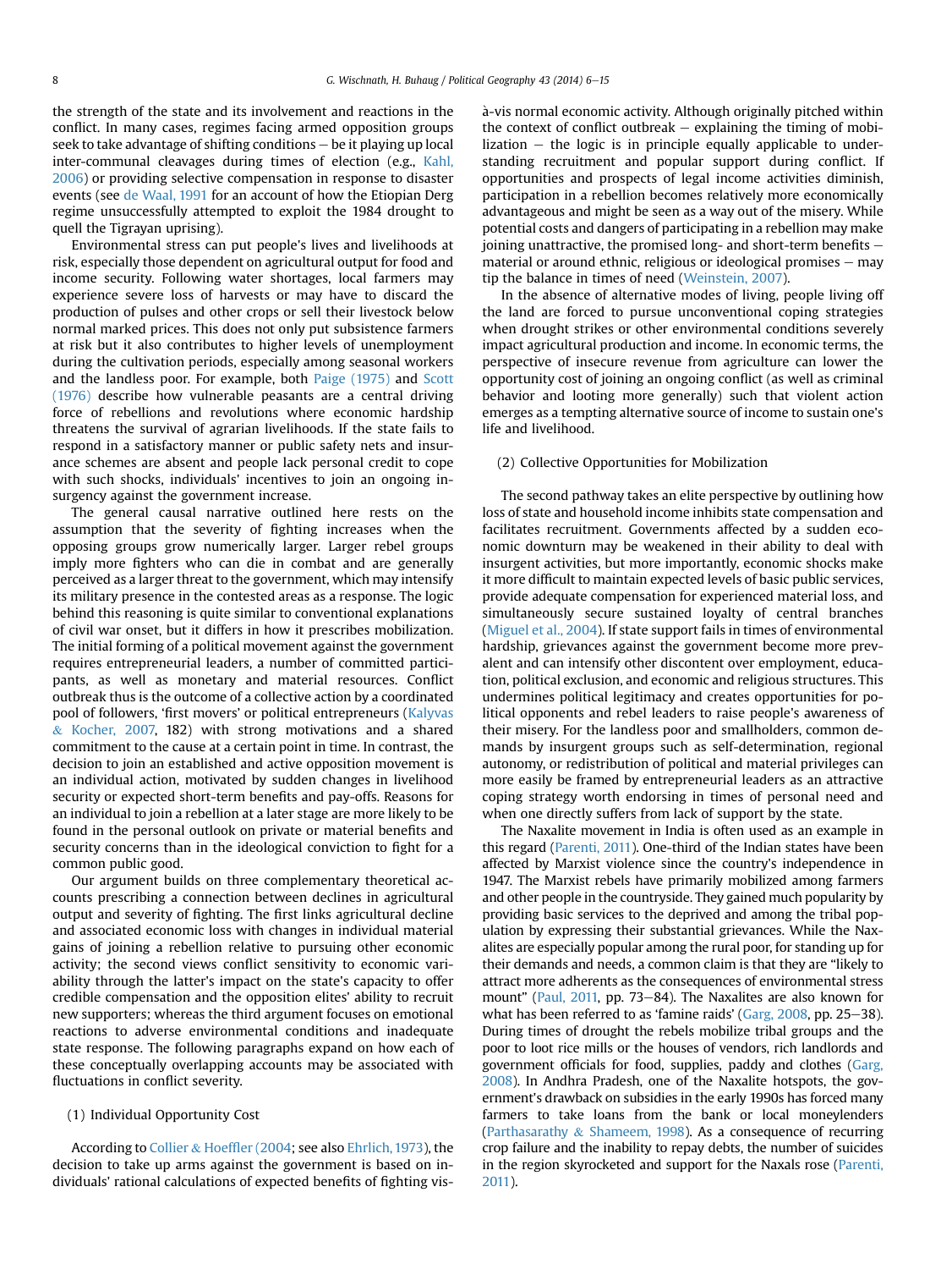the strength of the state and its involvement and reactions in the conflict. In many cases, regimes facing armed opposition groups seek to take advantage of shifting conditions – be it playing up local inter-communal cleavages during times of election (e.g., Kahl, 2006) or providing selective compensation in response to disaster events (see de Waal, 1991 for an account of how the Etiopian Derg regime unsuccessfully attempted to exploit the 1984 drought to quell the Tigrayan uprising).

Environmental stress can put people's lives and livelihoods at risk, especially those dependent on agricultural output for food and income security. Following water shortages, local farmers may experience severe loss of harvests or may have to discard the production of pulses and other crops or sell their livestock below normal marked prices. This does not only put subsistence farmers at risk but it also contributes to higher levels of unemployment during the cultivation periods, especially among seasonal workers and the landless poor. For example, both Paige (1975) and Scott (1976) describe how vulnerable peasants are a central driving force of rebellions and revolutions where economic hardship threatens the survival of agrarian livelihoods. If the state fails to respond in a satisfactory manner or public safety nets and insurance schemes are absent and people lack personal credit to cope with such shocks, individuals' incentives to join an ongoing insurgency against the government increase.

The general causal narrative outlined here rests on the assumption that the severity of fighting increases when the opposing groups grow numerically larger. Larger rebel groups imply more fighters who can die in combat and are generally perceived as a larger threat to the government, which may intensify its military presence in the contested areas as a response. The logic behind this reasoning is quite similar to conventional explanations of civil war onset, but it differs in how it prescribes mobilization. The initial forming of a political movement against the government requires entrepreneurial leaders, a number of committed participants, as well as monetary and material resources. Conflict outbreak thus is the outcome of a collective action by a coordinated pool of followers, 'first movers' or political entrepreneurs (Kalyvas & Kocher, 2007, 182) with strong motivations and a shared commitment to the cause at a certain point in time. In contrast, the decision to join an established and active opposition movement is an individual action, motivated by sudden changes in livelihood security or expected short-term benefits and pay-offs. Reasons for an individual to join a rebellion at a later stage are more likely to be found in the personal outlook on private or material benefits and security concerns than in the ideological conviction to fight for a common public good.

Our argument builds on three complementary theoretical accounts prescribing a connection between declines in agricultural output and severity of fighting. The first links agricultural decline and associated economic loss with changes in individual material gains of joining a rebellion relative to pursuing other economic activity; the second views conflict sensitivity to economic variability through the latter's impact on the state's capacity to offer credible compensation and the opposition elites' ability to recruit new supporters; whereas the third argument focuses on emotional reactions to adverse environmental conditions and inadequate state response. The following paragraphs expand on how each of these conceptually overlapping accounts may be associated with fluctuations in conflict severity.

(1) Individual Opportunity Cost

According to Collier & Hoeffler (2004; see also Ehrlich, 1973), the decision to take up arms against the government is based on individuals' rational calculations of expected benefits of fighting vis-à-vis normal economic activity. Although originally pitched within the context of conflict outbreak – explaining the timing of mobilization – the logic is in principle equally applicable to understanding recruitment and popular support during conflict. If opportunities and prospects of legal income activities diminish, participation in a rebellion becomes relatively more economically advantageous and might be seen as a way out of the misery. While potential costs and dangers of participating in a rebellion may make joining unattractive, the promised long- and short-term benefits – material or around ethnic, religious or ideological promises – may tip the balance in times of need (Weinstein, 2007).

In the absence of alternative modes of living, people living off the land are forced to pursue unconventional coping strategies when drought strikes or other environmental conditions severely impact agricultural production and income. In economic terms, the perspective of insecure revenue from agriculture can lower the opportunity cost of joining an ongoing conflict (as well as criminal behavior and looting more generally) such that violent action emerges as a tempting alternative source of income to sustain one's life and livelihood.

(2) Collective Opportunities for Mobilization

The second pathway takes an elite perspective by outlining how loss of state and household income inhibits state compensation and facilitates recruitment. Governments affected by a sudden economic downturn may be weakened in their ability to deal with insurgent activities, but more importantly, economic shocks make it more difficult to maintain expected levels of basic public services, provide adequate compensation for experienced material loss, and simultaneously secure sustained loyalty of central branches (Miguel et al., 2004). If state support fails in times of environmental hardship, grievances against the government become more prevalent and can intensify other discontent over employment, education, political exclusion, and economic and religious structures. This undermines political legitimacy and creates opportunities for political opponents and rebel leaders to raise people's awareness of their misery. For the landless poor and smallholders, common demands by insurgent groups such as self-determination, regional autonomy, or redistribution of political and material privileges can more easily be framed by entrepreneurial leaders as an attractive coping strategy worth endorsing in times of personal need and when one directly suffers from lack of support by the state.

The Naxalite movement in India is often used as an example in this regard (Parenti, 2011). One-third of the Indian states have been affected by Marxist violence since the country's independence in 1947. The Marxist rebels have primarily mobilized among farmers and other people in the countryside. They gained much popularity by providing basic services to the deprived and among the tribal population by expressing their substantial grievances. While the Naxalites are especially popular among the rural poor, for standing up for their demands and needs, a common claim is that they are "likely to attract more adherents as the consequences of environmental stress mount" (Paul, 2011, pp. 73–84). The Naxalites are also known for what has been referred to as 'famine raids' (Garg, 2008, pp. 25–38). During times of drought the rebels mobilize tribal groups and the poor to loot rice mills or the houses of vendors, rich landlords and government officials for food, supplies, paddy and clothes (Garg, 2008). In Andhra Pradesh, one of the Naxalite hotspots, the government's drawback on subsidies in the early 1990s has forced many farmers to take loans from the bank or local moneylenders (Parthasarathy & Shameem, 1998). As a consequence of recurring crop failure and the inability to repay debts, the number of suicides in the region skyrocketed and support for the Naxals rose (Parenti, 2011).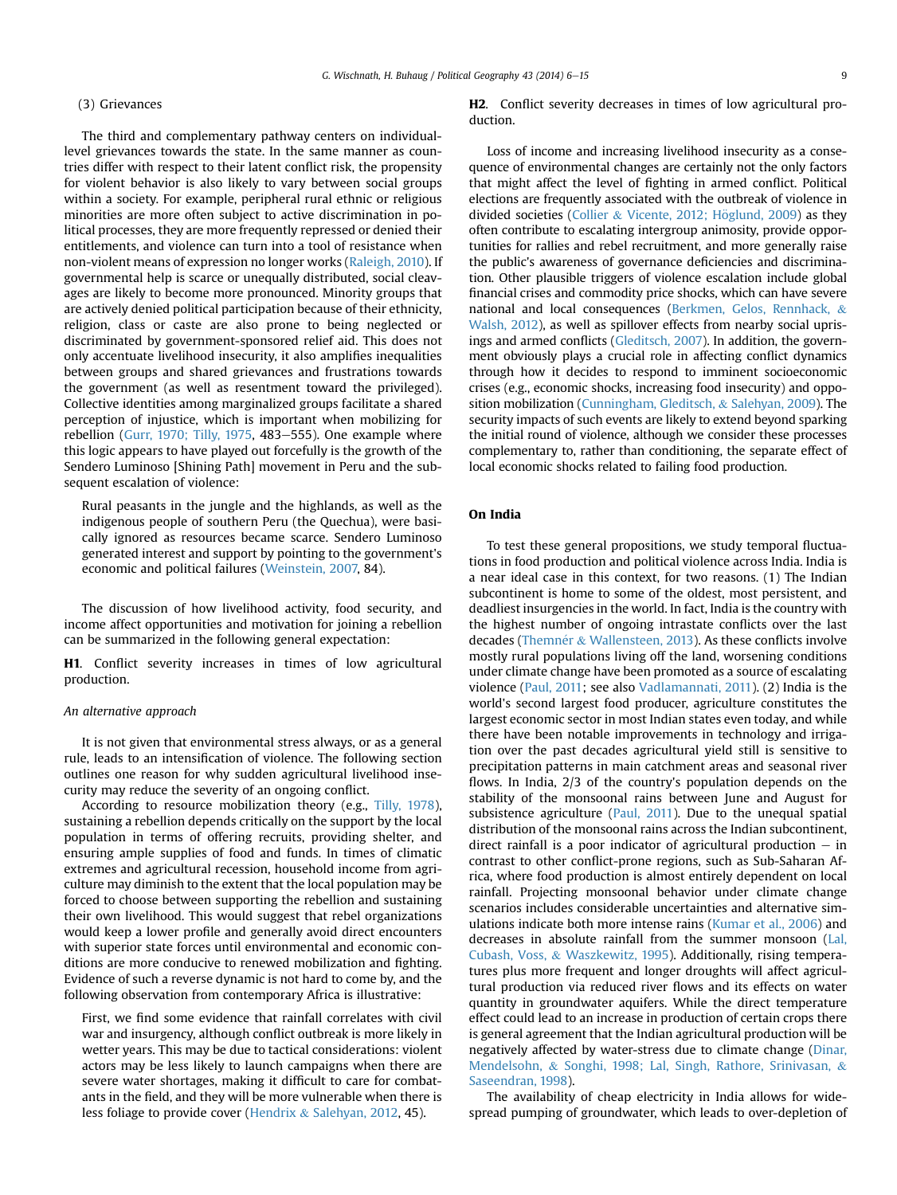(3) Grievances

The third and complementary pathway centers on individual-level grievances towards the state. In the same manner as countries differ with respect to their latent conflict risk, the propensity for violent behavior is also likely to vary between social groups within a society. For example, peripheral rural ethnic or religious minorities are more often subject to active discrimination in political processes, they are more frequently repressed or denied their entitlements, and violence can turn into a tool of resistance when non-violent means of expression no longer works (Raleigh, 2010). If governmental help is scarce or unequally distributed, social cleavages are likely to become more pronounced. Minority groups that are actively denied political participation because of their ethnicity, religion, class or caste are also prone to being neglected or discriminated by government-sponsored relief aid. This does not only accentuate livelihood insecurity, it also amplifies inequalities between groups and shared grievances and frustrations towards the government (as well as resentment toward the privileged). Collective identities among marginalized groups facilitate a shared perception of injustice, which is important when mobilizing for rebellion (Gurr, 1970; Tilly, 1975, 483–555). One example where this logic appears to have played out forcefully is the growth of the Sendero Luminoso [Shining Path] movement in Peru and the subsequent escalation of violence:

> Rural peasants in the jungle and the highlands, as well as the indigenous people of southern Peru (the Quechua), were basically ignored as resources became scarce. Sendero Luminoso generated interest and support by pointing to the government's economic and political failures (Weinstein, 2007, 84).

The discussion of how livelihood activity, food security, and income affect opportunities and motivation for joining a rebellion can be summarized in the following general expectation:

**H1**. Conflict severity increases in times of low agricultural production.

*An alternative approach*

It is not given that environmental stress always, or as a general rule, leads to an intensification of violence. The following section outlines one reason for why sudden agricultural livelihood insecurity may reduce the severity of an ongoing conflict.

According to resource mobilization theory (e.g., Tilly, 1978), sustaining a rebellion depends critically on the support by the local population in terms of offering recruits, providing shelter, and ensuring ample supplies of food and funds. In times of climatic extremes and agricultural recession, household income from agriculture may diminish to the extent that the local population may be forced to choose between supporting the rebellion and sustaining their own livelihood. This would suggest that rebel organizations would keep a lower profile and generally avoid direct encounters with superior state forces until environmental and economic conditions are more conducive to renewed mobilization and fighting. Evidence of such a reverse dynamic is not hard to come by, and the following observation from contemporary Africa is illustrative:

> First, we find some evidence that rainfall correlates with civil war and insurgency, although conflict outbreak is more likely in wetter years. This may be due to tactical considerations: violent actors may be less likely to launch campaigns when there are severe water shortages, making it difficult to care for combatants in the field, and they will be more vulnerable when there is less foliage to provide cover (Hendrix & Salehyan, 2012, 45).

**H2**. Conflict severity decreases in times of low agricultural production.

Loss of income and increasing livelihood insecurity as a consequence of environmental changes are certainly not the only factors that might affect the level of fighting in armed conflict. Political elections are frequently associated with the outbreak of violence in divided societies (Collier & Vicente, 2012; Höglund, 2009) as they often contribute to escalating intergroup animosity, provide opportunities for rallies and rebel recruitment, and more generally raise the public's awareness of governance deficiencies and discrimination. Other plausible triggers of violence escalation include global financial crises and commodity price shocks, which can have severe national and local consequences (Berkmen, Gelos, Rennhack, & Walsh, 2012), as well as spillover effects from nearby social uprisings and armed conflicts (Gleditsch, 2007). In addition, the government obviously plays a crucial role in affecting conflict dynamics through how it decides to respond to imminent socioeconomic crises (e.g., economic shocks, increasing food insecurity) and opposition mobilization (Cunningham, Gleditsch, & Salehyan, 2009). The security impacts of such events are likely to extend beyond sparking the initial round of violence, although we consider these processes complementary to, rather than conditioning, the separate effect of local economic shocks related to failing food production.

## On India

To test these general propositions, we study temporal fluctuations in food production and political violence across India. India is a near ideal case in this context, for two reasons. (1) The Indian subcontinent is home to some of the oldest, most persistent, and deadliest insurgencies in the world. In fact, India is the country with the highest number of ongoing intrastate conflicts over the last decades (Themnér & Wallensteen, 2013). As these conflicts involve mostly rural populations living off the land, worsening conditions under climate change have been promoted as a source of escalating violence (Paul, 2011; see also Vadlamannati, 2011). (2) India is the world's second largest food producer, agriculture constitutes the largest economic sector in most Indian states even today, and while there have been notable improvements in technology and irrigation over the past decades agricultural yield still is sensitive to precipitation patterns in main catchment areas and seasonal river flows. In India, 2/3 of the country's population depends on the stability of the monsoonal rains between June and August for subsistence agriculture (Paul, 2011). Due to the unequal spatial distribution of the monsoonal rains across the Indian subcontinent, direct rainfall is a poor indicator of agricultural production – in contrast to other conflict-prone regions, such as Sub-Saharan Africa, where food production is almost entirely dependent on local rainfall. Projecting monsoonal behavior under climate change scenarios includes considerable uncertainties and alternative simulations indicate both more intense rains (Kumar et al., 2006) and decreases in absolute rainfall from the summer monsoon (Lal, Cubash, Voss, & Waszkewitz, 1995). Additionally, rising temperatures plus more frequent and longer droughts will affect agricultural production via reduced river flows and its effects on water quantity in groundwater aquifers. While the direct temperature effect could lead to an increase in production of certain crops there is general agreement that the Indian agricultural production will be negatively affected by water-stress due to climate change (Dinar, Mendelsohn, & Songhi, 1998; Lal, Singh, Rathore, Srinivasan, & Saseendran, 1998).

The availability of cheap electricity in India allows for widespread pumping of groundwater, which leads to over-depletion of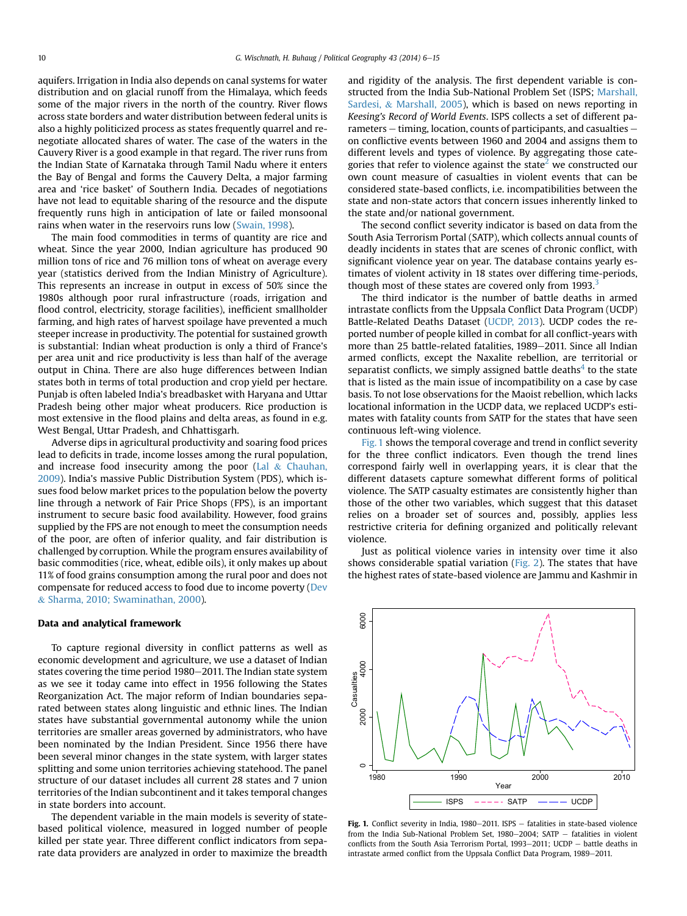aquifers. Irrigation in India also depends on canal systems for water distribution and on glacial runoff from the Himalaya, which feeds some of the major rivers in the north of the country. River flows across state borders and water distribution between federal units is also a highly politicized process as states frequently quarrel and renegotiate allocated shares of water. The case of the waters in the Cauvery River is a good example in that regard. The river runs from the Indian State of Karnataka through Tamil Nadu where it enters the Bay of Bengal and forms the Cauvery Delta, a major farming area and 'rice basket' of Southern India. Decades of negotiations have not lead to equitable sharing of the resource and the dispute frequently runs high in anticipation of late or failed monsoonal rains when water in the reservoirs runs low (Swain, 1998).

The main food commodities in terms of quantity are rice and wheat. Since the year 2000, Indian agriculture has produced 90 million tons of rice and 76 million tons of wheat on average every year (statistics derived from the Indian Ministry of Agriculture). This represents an increase in output in excess of 50% since the 1980s although poor rural infrastructure (roads, irrigation and flood control, electricity, storage facilities), inefficient smallholder farming, and high rates of harvest spoilage have prevented a much steeper increase in productivity. The potential for sustained growth is substantial: Indian wheat production is only a third of France's per area unit and rice productivity is less than half of the average output in China. There are also huge differences between Indian states both in terms of total production and crop yield per hectare. Punjab is often labeled India's breadbasket with Haryana and Uttar Pradesh being other major wheat producers. Rice production is most extensive in the flood plains and delta areas, as found in e.g. West Bengal, Uttar Pradesh, and Chhattisgarh.

Adverse dips in agricultural productivity and soaring food prices lead to deficits in trade, income losses among the rural population, and increase food insecurity among the poor (Lal & Chauhan, 2009). India's massive Public Distribution System (PDS), which issues food below market prices to the population below the poverty line through a network of Fair Price Shops (FPS), is an important instrument to secure basic food availability. However, food grains supplied by the FPS are not enough to meet the consumption needs of the poor, are often of inferior quality, and fair distribution is challenged by corruption. While the program ensures availability of basic commodities (rice, wheat, edible oils), it only makes up about 11% of food grains consumption among the rural poor and does not compensate for reduced access to food due to income poverty (Dev & Sharma, 2010; Swaminathan, 2000).

## Data and analytical framework

To capture regional diversity in conflict patterns as well as economic development and agriculture, we use a dataset of Indian states covering the time period 1980–2011. The Indian state system as we see it today came into effect in 1956 following the States Reorganization Act. The major reform of Indian boundaries separated between states along linguistic and ethnic lines. The Indian states have substantial governmental autonomy while the union territories are smaller areas governed by administrators, who have been nominated by the Indian President. Since 1956 there have been several minor changes in the state system, with larger states splitting and some union territories achieving statehood. The panel structure of our dataset includes all current 28 states and 7 union territories of the Indian subcontinent and it takes temporal changes in state borders into account.

The dependent variable in the main models is severity of state-based political violence, measured in logged number of people killed per state year. Three different conflict indicators from separate data providers are analyzed in order to maximize the breadth and rigidity of the analysis. The first dependent variable is constructed from the India Sub-National Problem Set (ISPS; Marshall, Sardesi, & Marshall, 2005), which is based on news reporting in *Keesing's Record of World Events*. ISPS collects a set of different parameters – timing, location, counts of participants, and casualties – on conflictive events between 1960 and 2004 and assigns them to different levels and types of violence. By aggregating those categories that refer to violence against the state[2] we constructed our own count measure of casualties in violent events that can be considered state-based conflicts, i.e. incompatibilities between the state and non-state actors that concern issues inherently linked to the state and/or national government.

The second conflict severity indicator is based on data from the South Asia Terrorism Portal (SATP), which collects annual counts of deadly incidents in states that are scenes of chronic conflict, with significant violence year on year. The database contains yearly estimates of violent activity in 18 states over differing time-periods, though most of these states are covered only from 1993.[3]

The third indicator is the number of battle deaths in armed intrastate conflicts from the Uppsala Conflict Data Program (UCDP) Battle-Related Deaths Dataset (UCDP, 2013). UCDP codes the reported number of people killed in combat for all conflict-years with more than 25 battle-related fatalities, 1989–2011. Since all Indian armed conflicts, except the Naxalite rebellion, are territorial or separatist conflicts, we simply assigned battle deaths[4] to the state that is listed as the main issue of incompatibility on a case by case basis. To not lose observations for the Maoist rebellion, which lacks locational information in the UCDP data, we replaced UCDP's estimates with fatality counts from SATP for the states that have seen continuous left-wing violence.

Fig. 1 shows the temporal coverage and trend in conflict severity for the three conflict indicators. Even though the trend lines correspond fairly well in overlapping years, it is clear that the different datasets capture somewhat different forms of political violence. The SATP casualty estimates are consistently higher than those of the other two variables, which suggest that this dataset relies on a broader set of sources and, possibly, applies less restrictive criteria for defining organized and politically relevant violence.

Just as political violence varies in intensity over time it also shows considerable spatial variation (Fig. 2). The states that have the highest rates of state-based violence are Jammu and Kashmir in

**Fig. 1.** Conflict severity in India, 1980–2011. ISPS – fatalities in state-based violence from the India Sub-National Problem Set, 1980–2004; SATP – fatalities in violent conflicts from the South Asia Terrorism Portal, 1993–2011; UCDP – battle deaths in intrastate armed conflict from the Uppsala Conflict Data Program, 1989–2011.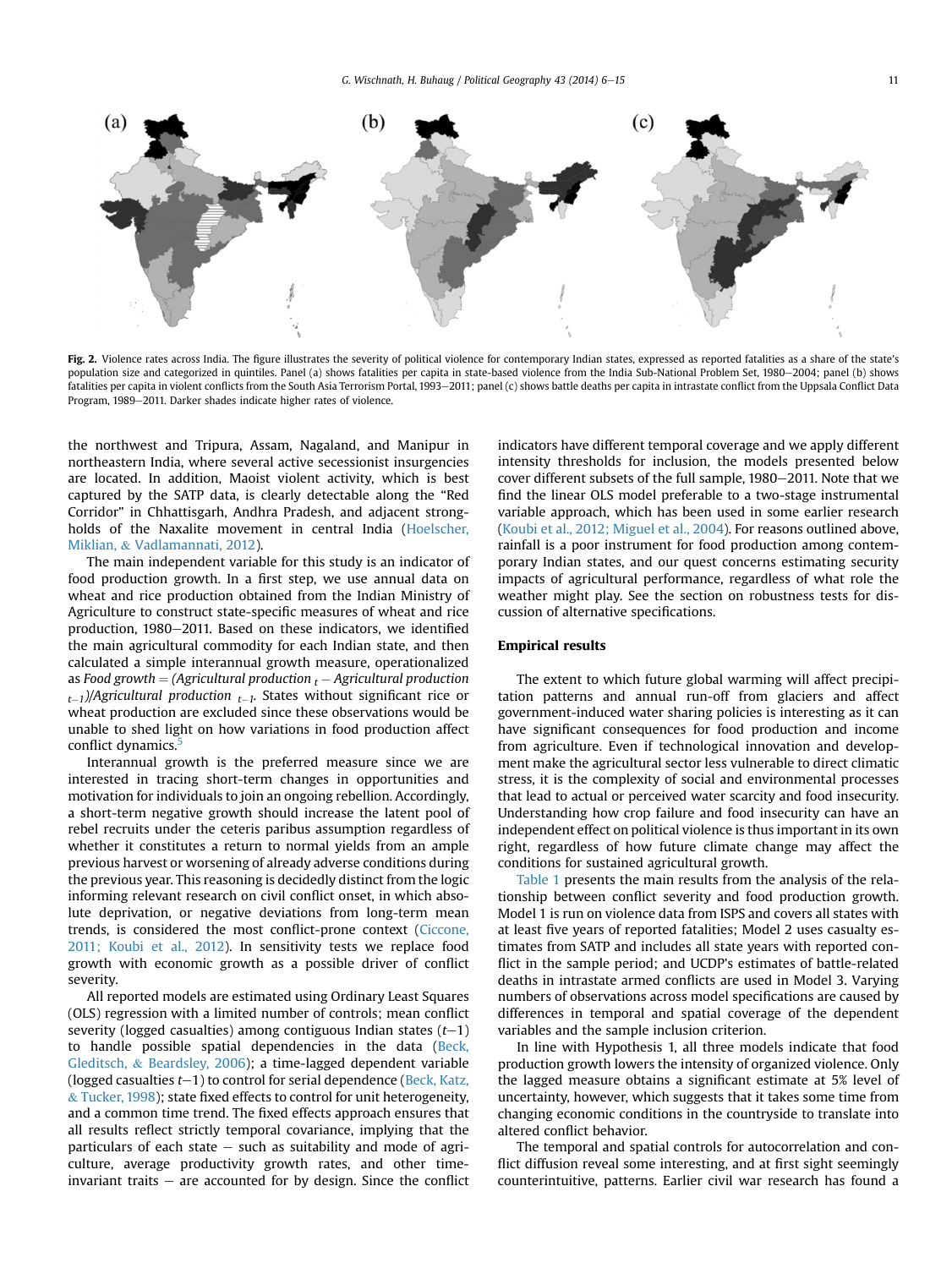Fig. 2. Violence rates across India. The figure illustrates the severity of political violence for contemporary Indian states, expressed as reported fatalities as a share of the state's population size and categorized in quintiles. Panel (a) shows fatalities per capita in state-based violence from the India Sub-National Problem Set, 1980–2004; panel (b) shows fatalities per capita in violent conflicts from the South Asia Terrorism Portal, 1993–2011; panel (c) shows battle deaths per capita in intrastate conflict from the Uppsala Conflict Data Program, 1989–2011. Darker shades indicate higher rates of violence.

the northwest and Tripura, Assam, Nagaland, and Manipur in northeastern India, where several active secessionist insurgencies are located. In addition, Maoist violent activity, which is best captured by the SATP data, is clearly detectable along the "Red Corridor" in Chhattisgarh, Andhra Pradesh, and adjacent strongholds of the Naxalite movement in central India (Hoelscher, Miklian, & Vadlamannati, 2012).

The main independent variable for this study is an indicator of food production growth. In a first step, we use annual data on wheat and rice production obtained from the Indian Ministry of Agriculture to construct state-specific measures of wheat and rice production, 1980–2011. Based on these indicators, we identified the main agricultural commodity for each Indian state, and then calculated a simple interannual growth measure, operationalized as *Food growth* = *(Agricultural production* $_t$ − *Agricultural production* $_{t-1}$*)/Agricultural production* $_{t-1}$. States without significant rice or wheat production are excluded since these observations would be unable to shed light on how variations in food production affect conflict dynamics.[5]

Interannual growth is the preferred measure since we are interested in tracing short-term changes in opportunities and motivation for individuals to join an ongoing rebellion. Accordingly, a short-term negative growth should increase the latent pool of rebel recruits under the ceteris paribus assumption regardless of whether it constitutes a return to normal yields from an ample previous harvest or worsening of already adverse conditions during the previous year. This reasoning is decidedly distinct from the logic informing relevant research on civil conflict onset, in which absolute deprivation, or negative deviations from long-term mean trends, is considered the most conflict-prone context (Ciccone, 2011; Koubi et al., 2012). In sensitivity tests we replace food growth with economic growth as a possible driver of conflict severity.

All reported models are estimated using Ordinary Least Squares (OLS) regression with a limited number of controls; mean conflict severity (logged casualties) among contiguous Indian states ($t-1$) to handle possible spatial dependencies in the data (Beck, Gleditsch, & Beardsley, 2006); a time-lagged dependent variable (logged casualties $t-1$) to control for serial dependence (Beck, Katz, & Tucker, 1998); state fixed effects to control for unit heterogeneity, and a common time trend. The fixed effects approach ensures that all results reflect strictly temporal covariance, implying that the particulars of each state – such as suitability and mode of agriculture, average productivity growth rates, and other time-invariant traits – are accounted for by design. Since the conflict indicators have different temporal coverage and we apply different intensity thresholds for inclusion, the models presented below cover different subsets of the full sample, 1980–2011. Note that we find the linear OLS model preferable to a two-stage instrumental variable approach, which has been used in some earlier research (Koubi et al., 2012; Miguel et al., 2004). For reasons outlined above, rainfall is a poor instrument for food production among contemporary Indian states, and our quest concerns estimating security impacts of agricultural performance, regardless of what role the weather might play. See the section on robustness tests for discussion of alternative specifications.

## Empirical results

The extent to which future global warming will affect precipitation patterns and annual run-off from glaciers and affect government-induced water sharing policies is interesting as it can have significant consequences for food production and income from agriculture. Even if technological innovation and development make the agricultural sector less vulnerable to direct climatic stress, it is the complexity of social and environmental processes that lead to actual or perceived water scarcity and food insecurity. Understanding how crop failure and food insecurity can have an independent effect on political violence is thus important in its own right, regardless of how future climate change may affect the conditions for sustained agricultural growth.

Table 1 presents the main results from the analysis of the relationship between conflict severity and food production growth. Model 1 is run on violence data from ISPS and covers all states with at least five years of reported fatalities; Model 2 uses casualty estimates from SATP and includes all state years with reported conflict in the sample period; and UCDP's estimates of battle-related deaths in intrastate armed conflicts are used in Model 3. Varying numbers of observations across model specifications are caused by differences in temporal and spatial coverage of the dependent variables and the sample inclusion criterion.

In line with Hypothesis 1, all three models indicate that food production growth lowers the intensity of organized violence. Only the lagged measure obtains a significant estimate at 5% level of uncertainty, however, which suggests that it takes some time from changing economic conditions in the countryside to translate into altered conflict behavior.

The temporal and spatial controls for autocorrelation and conflict diffusion reveal some interesting, and at first sight seemingly counterintuitive, patterns. Earlier civil war research has found a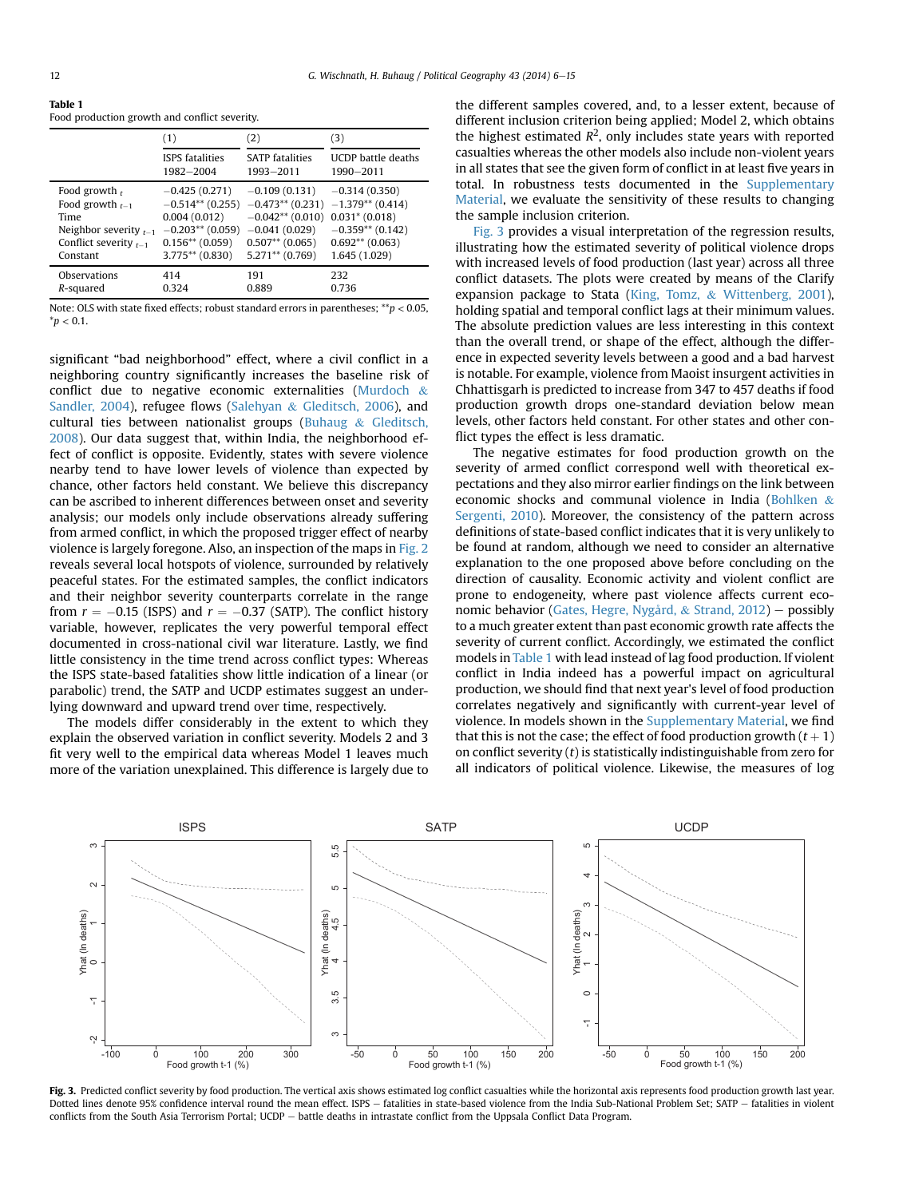**Table 1**
Food production growth and conflict severity.

| | (1) | (2) | (3) |
|---|---|---|---|
| | ISPS fatalities 1982–2004 | SATP fatalities 1993–2011 | UCDP battle deaths 1990–2011 |
| Food growth $_t$ | −0.425 (0.271) | −0.109 (0.131) | −0.314 (0.350) |
| Food growth $_{t-1}$ | −0.514** (0.255) | −0.473** (0.231) | −1.379** (0.414) |
| Time | 0.004 (0.012) | −0.042** (0.010) | 0.031* (0.018) |
| Neighbor severity $_{t-1}$ | −0.203** (0.059) | −0.041 (0.029) | −0.359** (0.142) |
| Conflict severity $_{t-1}$ | 0.156** (0.059) | 0.507** (0.065) | 0.692** (0.063) |
| Constant | 3.775** (0.830) | 5.271** (0.769) | 1.645 (1.029) |
| Observations | 414 | 191 | 232 |
| $R$-squared | 0.324 | 0.889 | 0.736 |

Note: OLS with state fixed effects; robust standard errors in parentheses; $^{**}p < 0.05$, $^{*}p < 0.1$.

significant "bad neighborhood" effect, where a civil conflict in a neighboring country significantly increases the baseline risk of conflict due to negative economic externalities (Murdoch & Sandler, 2004), refugee flows (Salehyan & Gleditsch, 2006), and cultural ties between nationalist groups (Buhaug & Gleditsch, 2008). Our data suggest that, within India, the neighborhood effect of conflict is opposite. Evidently, states with severe violence nearby tend to have lower levels of violence than expected by chance, other factors held constant. We believe this discrepancy can be ascribed to inherent differences between onset and severity analysis; our models only include observations already suffering from armed conflict, in which the proposed trigger effect of nearby violence is largely foregone. Also, an inspection of the maps in Fig. 2 reveals several local hotspots of violence, surrounded by relatively peaceful states. For the estimated samples, the conflict indicators and their neighbor severity counterparts correlate in the range from $r = -0.15$ (ISPS) and $r = -0.37$ (SATP). The conflict history variable, however, replicates the very powerful temporal effect documented in cross-national civil war literature. Lastly, we find little consistency in the time trend across conflict types: Whereas the ISPS state-based fatalities show little indication of a linear (or parabolic) trend, the SATP and UCDP estimates suggest an underlying downward and upward trend over time, respectively.

The models differ considerably in the extent to which they explain the observed variation in conflict severity. Models 2 and 3 fit very well to the empirical data whereas Model 1 leaves much more of the variation unexplained. This difference is largely due to the different samples covered, and, to a lesser extent, because of different inclusion criterion being applied; Model 2, which obtains the highest estimated $R^2$, only includes state years with reported casualties whereas the other models also include non-violent years in all states that see the given form of conflict in at least five years in total. In robustness tests documented in the Supplementary Material, we evaluate the sensitivity of these results to changing the sample inclusion criterion.

Fig. 3 provides a visual interpretation of the regression results, illustrating how the estimated severity of political violence drops with increased levels of food production (last year) across all three conflict datasets. The plots were created by means of the Clarify expansion package to Stata (King, Tomz, & Wittenberg, 2001), holding spatial and temporal conflict lags at their minimum values. The absolute prediction values are less interesting in this context than the overall trend, or shape of the effect, although the difference in expected severity levels between a good and a bad harvest is notable. For example, violence from Maoist insurgent activities in Chhattisgarh is predicted to increase from 347 to 457 deaths if food production growth drops one-standard deviation below mean levels, other factors held constant. For other states and other conflict types the effect is less dramatic.

The negative estimates for food production growth on the severity of armed conflict correspond well with theoretical expectations and they also mirror earlier findings on the link between economic shocks and communal violence in India (Bohlken & Sergenti, 2010). Moreover, the consistency of the pattern across definitions of state-based conflict indicates that it is very unlikely to be found at random, although we need to consider an alternative explanation to the one proposed above before concluding on the direction of causality. Economic activity and violent conflict are prone to endogeneity, where past violence affects current economic behavior (Gates, Hegre, Nygård, & Strand, 2012) – possibly to a much greater extent than past economic growth rate affects the severity of current conflict. Accordingly, we estimated the conflict models in Table 1 with lead instead of lag food production. If violent conflict in India indeed has a powerful impact on agricultural production, we should find that next year's level of food production correlates negatively and significantly with current-year level of violence. In models shown in the Supplementary Material, we find that this is not the case; the effect of food production growth ($t + 1$) on conflict severity ($t$) is statistically indistinguishable from zero for all indicators of political violence. Likewise, the measures of log

**Fig. 3.** Predicted conflict severity by food production. The vertical axis shows estimated log conflict casualties while the horizontal axis represents food production growth last year. Dotted lines denote 95% confidence interval round the mean effect. ISPS – fatalities in state-based violence from the India Sub-National Problem Set; SATP – fatalities in violent conflicts from the South Asia Terrorism Portal; UCDP – battle deaths in intrastate conflict from the Uppsala Conflict Data Program.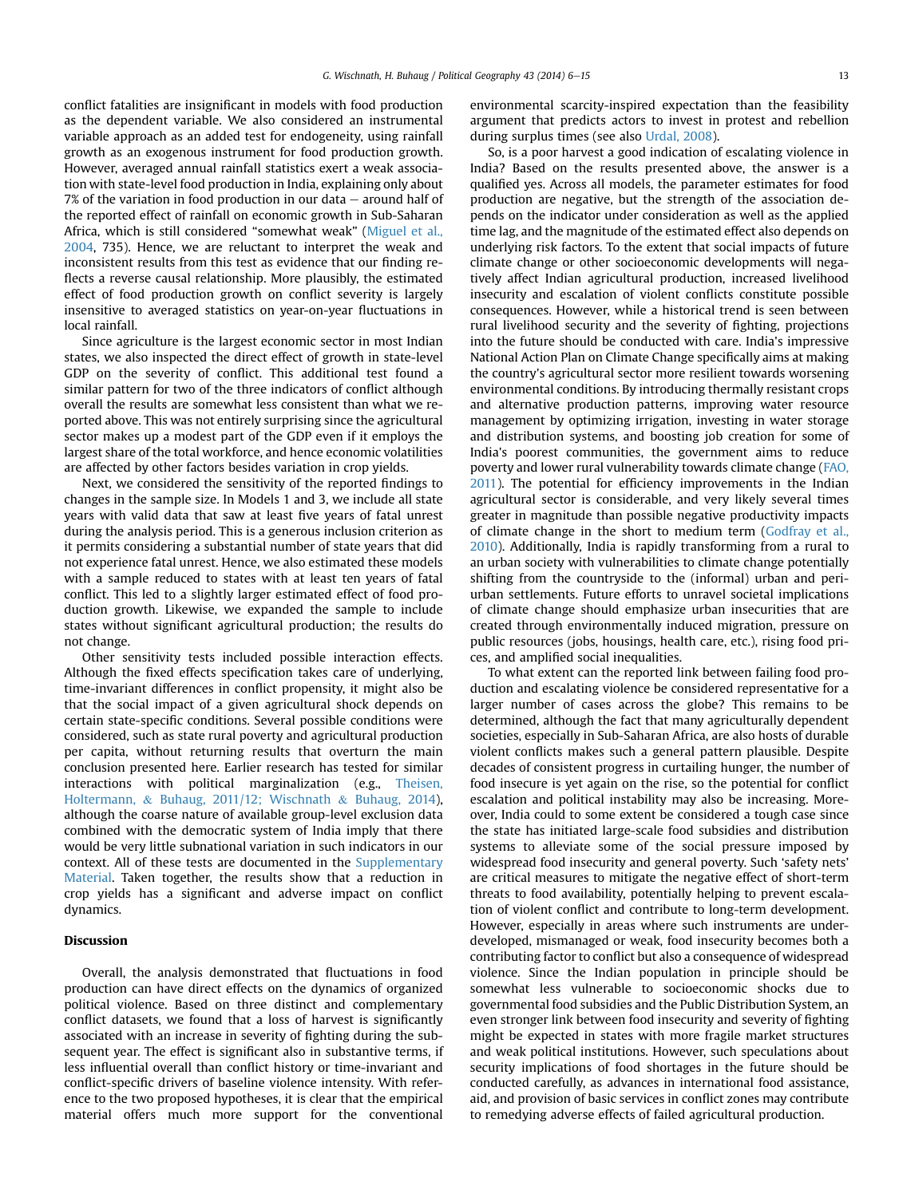conflict fatalities are insignificant in models with food production as the dependent variable. We also considered an instrumental variable approach as an added test for endogeneity, using rainfall growth as an exogenous instrument for food production growth. However, averaged annual rainfall statistics exert a weak association with state-level food production in India, explaining only about 7% of the variation in food production in our data – around half of the reported effect of rainfall on economic growth in Sub-Saharan Africa, which is still considered "somewhat weak" (Miguel et al., 2004, 735). Hence, we are reluctant to interpret the weak and inconsistent results from this test as evidence that our finding reflects a reverse causal relationship. More plausibly, the estimated effect of food production growth on conflict severity is largely insensitive to averaged statistics on year-on-year fluctuations in local rainfall.

Since agriculture is the largest economic sector in most Indian states, we also inspected the direct effect of growth in state-level GDP on the severity of conflict. This additional test found a similar pattern for two of the three indicators of conflict although overall the results are somewhat less consistent than what we reported above. This was not entirely surprising since the agricultural sector makes up a modest part of the GDP even if it employs the largest share of the total workforce, and hence economic volatilities are affected by other factors besides variation in crop yields.

Next, we considered the sensitivity of the reported findings to changes in the sample size. In Models 1 and 3, we include all state years with valid data that saw at least five years of fatal unrest during the analysis period. This is a generous inclusion criterion as it permits considering a substantial number of state years that did not experience fatal unrest. Hence, we also estimated these models with a sample reduced to states with at least ten years of fatal conflict. This led to a slightly larger estimated effect of food production growth. Likewise, we expanded the sample to include states without significant agricultural production; the results do not change.

Other sensitivity tests included possible interaction effects. Although the fixed effects specification takes care of underlying, time-invariant differences in conflict propensity, it might also be that the social impact of a given agricultural shock depends on certain state-specific conditions. Several possible conditions were considered, such as state rural poverty and agricultural production per capita, without returning results that overturn the main conclusion presented here. Earlier research has tested for similar interactions with political marginalization (e.g., Theisen, Holtermann, & Buhaug, 2011/12; Wischnath & Buhaug, 2014), although the coarse nature of available group-level exclusion data combined with the democratic system of India imply that there would be very little subnational variation in such indicators in our context. All of these tests are documented in the Supplementary Material. Taken together, the results show that a reduction in crop yields has a significant and adverse impact on conflict dynamics.

## Discussion

Overall, the analysis demonstrated that fluctuations in food production can have direct effects on the dynamics of organized political violence. Based on three distinct and complementary conflict datasets, we found that a loss of harvest is significantly associated with an increase in severity of fighting during the subsequent year. The effect is significant also in substantive terms, if less influential overall than conflict history or time-invariant and conflict-specific drivers of baseline violence intensity. With reference to the two proposed hypotheses, it is clear that the empirical material offers much more support for the conventional environmental scarcity-inspired expectation than the feasibility argument that predicts actors to invest in protest and rebellion during surplus times (see also Urdal, 2008).

So, is a poor harvest a good indication of escalating violence in India? Based on the results presented above, the answer is a qualified yes. Across all models, the parameter estimates for food production are negative, but the strength of the association depends on the indicator under consideration as well as the applied time lag, and the magnitude of the estimated effect also depends on underlying risk factors. To the extent that social impacts of future climate change or other socioeconomic developments will negatively affect Indian agricultural production, increased livelihood insecurity and escalation of violent conflicts constitute possible consequences. However, while a historical trend is seen between rural livelihood security and the severity of fighting, projections into the future should be conducted with care. India's impressive National Action Plan on Climate Change specifically aims at making the country's agricultural sector more resilient towards worsening environmental conditions. By introducing thermally resistant crops and alternative production patterns, improving water resource management by optimizing irrigation, investing in water storage and distribution systems, and boosting job creation for some of India's poorest communities, the government aims to reduce poverty and lower rural vulnerability towards climate change (FAO, 2011). The potential for efficiency improvements in the Indian agricultural sector is considerable, and very likely several times greater in magnitude than possible negative productivity impacts of climate change in the short to medium term (Godfray et al., 2010). Additionally, India is rapidly transforming from a rural to an urban society with vulnerabilities to climate change potentially shifting from the countryside to the (informal) urban and peri-urban settlements. Future efforts to unravel societal implications of climate change should emphasize urban insecurities that are created through environmentally induced migration, pressure on public resources (jobs, housings, health care, etc.), rising food prices, and amplified social inequalities.

To what extent can the reported link between failing food production and escalating violence be considered representative for a larger number of cases across the globe? This remains to be determined, although the fact that many agriculturally dependent societies, especially in Sub-Saharan Africa, are also hosts of durable violent conflicts makes such a general pattern plausible. Despite decades of consistent progress in curtailing hunger, the number of food insecure is yet again on the rise, so the potential for conflict escalation and political instability may also be increasing. Moreover, India could to some extent be considered a tough case since the state has initiated large-scale food subsidies and distribution systems to alleviate some of the social pressure imposed by widespread food insecurity and general poverty. Such 'safety nets' are critical measures to mitigate the negative effect of short-term threats to food availability, potentially helping to prevent escalation of violent conflict and contribute to long-term development. However, especially in areas where such instruments are underdeveloped, mismanaged or weak, food insecurity becomes both a contributing factor to conflict but also a consequence of widespread violence. Since the Indian population in principle should be somewhat less vulnerable to socioeconomic shocks due to governmental food subsidies and the Public Distribution System, an even stronger link between food insecurity and severity of fighting might be expected in states with more fragile market structures and weak political institutions. However, such speculations about security implications of food shortages in the future should be conducted carefully, as advances in international food assistance, aid, and provision of basic services in conflict zones may contribute to remedying adverse effects of failed agricultural production.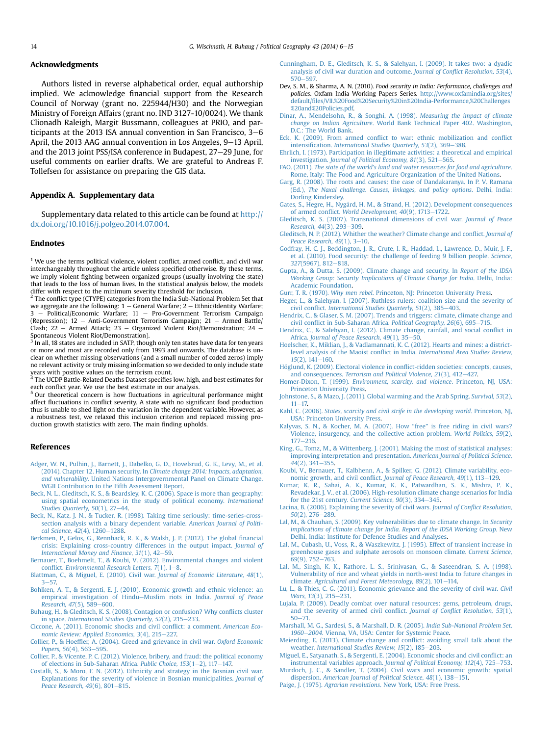## Acknowledgments

Authors listed in reverse alphabetical order, equal authorship implied. We acknowledge financial support from the Research Council of Norway (grant no. 225944/H30) and the Norwegian Ministry of Foreign Affairs (grant no. IND 3127-10/0024). We thank Clionadh Raleigh, Margit Bussmann, colleagues at PRIO, and participants at the 2013 ISA annual convention in San Francisco, 3–6 April, the 2013 AAG annual convention in Los Angeles, 9–13 April, and the 2013 joint PSS/ISA conference in Budapest, 27–29 June, for useful comments on earlier drafts. We are grateful to Andreas F. Tollefsen for assistance on preparing the GIS data.

## Appendix A. Supplementary data

Supplementary data related to this article can be found at http://dx.doi.org/10.1016/j.polgeo.2014.07.004.

## Endnotes

[1] We use the terms political violence, violent conflict, armed conflict, and civil war interchangeably throughout the article unless specified otherwise. By these terms, we imply violent fighting between organized groups (usually involving the state) that leads to the loss of human lives. In the statistical analysis below, the models differ with respect to the minimum severity threshold for inclusion.

[2] The conflict type (CTYPE) categories from the India Sub-National Problem Set that we aggregate are the following: 1 – General Warfare; 2 – Ethnic/Identity Warfare; 3 – Political/Economic Warfare; 11 – Pro-Government Terrorism Campaign (Repression); 12 – Anti-Government Terrorism Campaign; 21 – Armed Battle/Clash; 22 – Armed Attack; 23 – Organized Violent Riot/Demonstration; 24 – Spontaneous Violent Riot/Demonstration).

[3] In all, 18 states are included in SATP, though only ten states have data for ten years or more and most are recorded only from 1993 and onwards. The database is unclear on whether missing observations (and a small number of coded zeros) imply no relevant activity or truly missing information so we decided to only include state years with positive values on the terrorism count.

[4] The UCDP Battle-Related Deaths Dataset specifies low, high, and best estimates for each conflict year. We use the best estimate in our analysis.

[5] Our theoretical concern is how fluctuations in agricultural performance might affect fluctuations in conflict severity. A state with no significant food production thus is unable to shed light on the variation in the dependent variable. However, as a robustness test, we relaxed this inclusion criterion and replaced missing production growth statistics with zero. The main finding upholds.

## References

Adger, W. N., Pulhin, J., Barnett, J., Dabelko, G. D., Hovelsrud, G. K., Levy, M., et al. (2014). Chapter 12. Human security. In *Climate change 2014: Impacts, adaptation, and vulnerability*. United Nations Intergovernmental Panel on Climate Change. WGII Contribution to the Fifth Assessment Report.

Beck, N. L., Gleditsch, K. S., & Beardsley, K. C. (2006). Space is more than geography: using spatial econometrics in the study of political economy. *International Studies Quarterly, 50*(1), 27–44.

Beck, N., Katz, J. N., & Tucker, R. (1998). Taking time seriously: time-series-cross-section analysis with a binary dependent variable. *American Journal of Political Science, 42*(4), 1260–1288.

Berkmen, P., Gelos, G., Rennhack, R. K., & Walsh, J. P. (2012). The global financial crisis: Explaining cross-country differences in the output impact. *Journal of International Money and Finance, 31*(1), 42–59.

Bernauer, T., Boehmelt, T., & Koubi, V. (2012). Environmental changes and violent conflict. *Environmental Research Letters, 7*(1), 1–8.

Blattman, C., & Miguel, E. (2010). Civil war. *Journal of Economic Literature, 48*(1), 3–57.

Bohlken, A. T., & Sergenti, E. J. (2010). Economic growth and ethnic violence: an empirical investigation of Hindu–Muslim riots in India. *Journal of Peace Research, 47*(5), 589–600.

Buhaug, H., & Gleditsch, K. S. (2008). Contagion or confusion? Why conflicts cluster in space. *International Studies Quarterly, 52*(2), 215–233.

Ciccone, A. (2011). Economic shocks and civil conflict: a comment. *American Economic Review: Applied Economics, 3*(4), 215–227.

Collier, P., & Hoeffler, A. (2004). Greed and grievance in civil war. *Oxford Economic Papers, 56*(4), 563–595.

Collier, P., & Vicente, P. C. (2012). Violence, bribery, and fraud: the political economy of elections in Sub-Saharan Africa. *Public Choice, 153*(1–2), 117–147.

Costalli, S., & Moro, F. N. (2012). Ethnicity and strategy in the Bosnian civil war. Explanations for the severity of violence in Bosnian municipalities. *Journal of Peace Research, 49*(6), 801–815.

Cunningham, D. E., Gleditsch, K. S., & Salehyan, I. (2009). It takes two: a dyadic analysis of civil war duration and outcome. *Journal of Conflict Resolution, 53*(4), 570–597.

Dev, S. M., & Sharma, A. N. (2010). *Food security in India: Performance, challenges and policies*. Oxfam India Working Papers Series. http://www.oxfamindia.org/sites/default/files/VII.%20Food%20Security%20in%20India-Performance,%20Challenges%20and%20Policies.pdf.

Dinar, A., Mendelsohn, R., & Songhi, A. (1998). *Measuring the impact of climate change on Indian Agriculture*. World Bank Technical Paper 402. Washington, D.C.: The World Bank.

Eck, K. (2009). From armed conflict to war: ethnic mobilization and conflict intensification. *International Studies Quarterly, 53*(2), 369–388.

Ehrlich, I. (1973). Participation in illegitimate activities: a theoretical and empirical investigation. *Journal of Political Economy, 81*(3), 521–565.

FAO. (2011). *The state of the world's land and water resources for food and agriculture*. Rome, Italy: The Food and Agriculture Organization of the United Nations.

Garg, R. (2008). The roots and causes: the case of Dandakaranya. In P. V. Ramana (Ed.), *The Naxal challenge. Causes, linkages, and policy options*. Delhi, India: Dorling Kindersley.

Gates, S., Hegre, H., Nygård, H. M., & Strand, H. (2012). Development consequences of armed conflict. *World Development, 40*(9), 1713–1722.

Gleditsch, K. S. (2007). Transnational dimensions of civil war. *Journal of Peace Research, 44*(3), 293–309.

Gleditsch, N. P. (2012). Whither the weather? Climate change and conflict. *Journal of Peace Research, 49*(1), 3–10.

Godfray, H. C. J., Beddington, J. R., Crute, I. R., Haddad, L., Lawrence, D., Muir, J. F., et al. (2010). Food security: the challenge of feeding 9 billion people. *Science, 327*(5967), 812–818.

Gupta, A., & Dutta, S. (2009). Climate change and security. In *Report of the IDSA Working Group: Security Implications of Climate Change for India*. Delhi, India: Academic Foundation.

Gurr, T. R. (1970). *Why men rebel*. Princeton, NJ: Princeton University Press.

Heger, L., & Salehyan, I. (2007). Ruthless rulers: coalition size and the severity of civil conflict. *International Studies Quarterly, 51*(2), 385–403.

Hendrix, C., & Glaser, S. M. (2007). Trends and triggers: climate, climate change and civil conflict in Sub-Saharan Africa. *Political Geography, 26*(6), 695–715.

Hendrix, C., & Salehyan, I. (2012). Climate change, rainfall, and social conflict in Africa. *Journal of Peace Research, 49*(1), 35–50.

Hoelscher, K., Miklian, J., & Vadlamannati, K. C. (2012). Hearts and mines: a district-level analysis of the Maoist conflict in India. *International Area Studies Review, 15*(2), 141–160.

Höglund, K. (2009). Electoral violence in conflict-ridden societies: concepts, causes, and consequences. *Terrorism and Political Violence, 21*(3), 412–427.

Homer-Dixon, T. (1999). *Environment, scarcity, and violence*. Princeton, NJ, USA: Princeton University Press.

Johnstone, S., & Mazo, J. (2011). Global warming and the Arab Spring. *Survival, 53*(2), 11–17.

Kahl, C. (2006). *States, scarcity and civil strife in the developing world*. Princeton, NJ, USA: Princeton University Press.

Kalyvas, S. N., & Kocher, M. A. (2007). How "free" is free riding in civil wars? Violence, insurgency, and the collective action problem. *World Politics, 59*(2), 177–216.

King, G., Tomz, M., & Wittenberg, J. (2001). Making the most of statistical analyses: improving interpretation and presentation. *American Journal of Political Science, 44*(2), 341–355.

Koubi, V., Bernauer, T., Kalbhenn, A., & Spilker, G. (2012). Climate variability, economic growth, and civil conflict. *Journal of Peace Research, 49*(1), 113–129.

Kumar, K. R., Sahai, A. K., Kumar, K. K., Patwardhan, S. K., Mishra, P. K., Revadekar, J. V., et al. (2006). High-resolution climate change scenarios for India for the 21st century. *Current Science, 90*(3), 334–345.

Lacina, B. (2006). Explaining the severity of civil wars. *Journal of Conflict Resolution, 50*(2), 276–289.

Lal, M., & Chauhan, S. (2009). Key vulnerabilities due to climate change. In *Security implications of climate change for India. Report of the IDSA Working Group*. New Delhi, India: Institute for Defence Studies and Analyses.

Lal, M., Cubash, U., Voss, R., & Waszkewitz, J. (1995). Effect of transient increase in greenhouse gases and sulphate aerosols on monsoon climate. *Current Science, 69*(9), 752–763.

Lal, M., Singh, K. K., Rathore, L. S., Srinivasan, G., & Saseendran, S. A. (1998). Vulnerability of rice and wheat yields in north-west India to future changes in climate. *Agricultural and Forest Meteorology, 89*(2), 101–114.

Lu, L., & Thies, C. G. (2011). Economic grievance and the severity of civil war. *Civil Wars, 13*(3), 215–231.

Lujala, P. (2009). Deadly combat over natural resources: gems, petroleum, drugs, and the severity of armed civil conflict. *Journal of Conflict Resolution, 53*(1), 50–71.

Marshall, M. G., Sardesi, S., & Marshall, D. R. (2005). *India Sub-National Problem Set, 1960–2004*. Vienna, VA, USA: Center for Systemic Peace.

Meierding, E. (2013). Climate change and conflict: avoiding small talk about the weather. *International Studies Review, 15*(2), 185–203.

Miguel, E., Satyanath, S., & Sergenti, E. (2004). Economic shocks and civil conflict: an instrumental variables approach. *Journal of Political Economy, 112*(4), 725–753.

Murdoch, J. C., & Sandler, T. (2004). Civil wars and economic growth: spatial dispersion. *American Journal of Political Science, 48*(1), 138–151.

Paige, J. (1975). *Agrarian revolutions*. New York, USA: Free Press.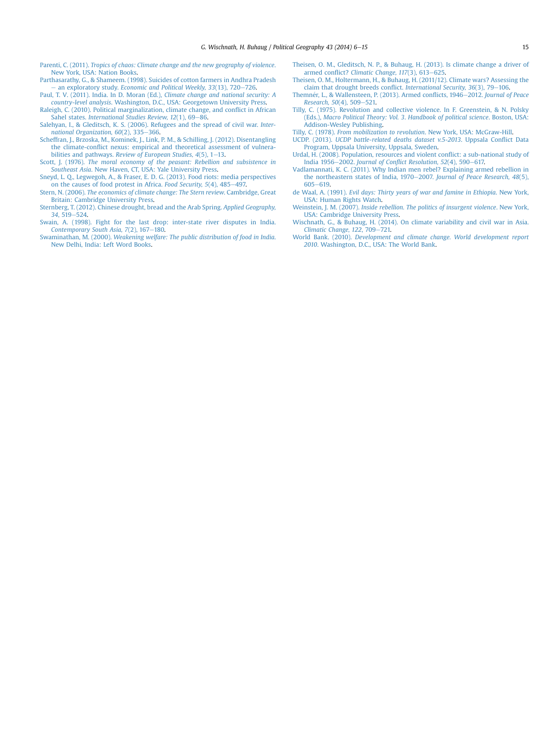Parenti, C. (2011). *Tropics of chaos: Climate change and the new geography of violence*. New York, USA: Nation Books.

Parthasarathy, G., & Shameem. (1998). Suicides of cotton farmers in Andhra Pradesh – an exploratory study. *Economic and Political Weekly, 33*(13), 720–726.

Paul, T. V. (2011). India. In D. Moran (Ed.), *Climate change and national security: A country-level analysis*. Washington, D.C., USA: Georgetown University Press.

Raleigh, C. (2010). Political marginalization, climate change, and conflict in African Sahel states. *International Studies Review, 12*(1), 69–86.

Salehyan, I., & Gleditsch, K. S. (2006). Refugees and the spread of civil war. *International Organization, 60*(2), 335–366.

Scheffran, J., Brzoska, M., Kominek, J., Link, P. M., & Schilling, J. (2012). Disentangling the climate-conflict nexus: empirical and theoretical assessment of vulnerabilities and pathways. *Review of European Studies, 4*(5), 1–13.

Scott, J. (1976). *The moral economy of the peasant: Rebellion and subsistence in Southeast Asia*. New Haven, CT, USA: Yale University Press.

Sneyd, L. Q., Legwegoh, A., & Fraser, E. D. G. (2013). Food riots: media perspectives on the causes of food protest in Africa. *Food Security, 5*(4), 485–497.

Stern, N. (2006). *The economics of climate change: The Stern review*. Cambridge, Great Britain: Cambridge University Press.

Sternberg, T. (2012). Chinese drought, bread and the Arab Spring. *Applied Geography, 34*, 519–524.

Swain, A. (1998). Fight for the last drop: inter-state river disputes in India. *Contemporary South Asia, 7*(2), 167–180.

Swaminathan, M. (2000). *Weakening welfare: The public distribution of food in India*. New Delhi, India: Left Word Books.

Theisen, O. M., Gleditsch, N. P., & Buhaug, H. (2013). Is climate change a driver of armed conflict? *Climatic Change, 117*(3), 613–625.

Theisen, O. M., Holtermann, H., & Buhaug, H. (2011/12). Climate wars? Assessing the claim that drought breeds conflict. *International Security, 36*(3), 79–106.

Themnér, L., & Wallensteen, P. (2013). Armed conflicts, 1946–2012. *Journal of Peace Research, 50*(4), 509–521.

Tilly, C. (1975). Revolution and collective violence. In F. Greenstein, & N. Polsky (Eds.), *Macro Political Theory: Vol. 3. Handbook of political science*. Boston, USA: Addison-Wesley Publishing.

Tilly, C. (1978). *From mobilization to revolution*. New York, USA: McGraw-Hill.

UCDP. (2013). *UCDP battle-related deaths dataset v.5-2013*. Uppsala Conflict Data Program, Uppsala University, Uppsala, Sweden.

Urdal, H. (2008). Population, resources and violent conflict: a sub-national study of India 1956–2002. *Journal of Conflict Resolution, 52*(4), 590–617.

Vadlamannati, K. C. (2011). Why Indian men rebel? Explaining armed rebellion in the northeastern states of India, 1970–2007. *Journal of Peace Research, 48*(5), 605–619.

de Waal, A. (1991). *Evil days: Thirty years of war and famine in Ethiopia*. New York, USA: Human Rights Watch.

Weinstein, J. M. (2007). *Inside rebellion. The politics of insurgent violence*. New York, USA: Cambridge University Press.

Wischnath, G., & Buhaug, H. (2014). On climate variability and civil war in Asia. *Climatic Change, 122*, 709–721.

World Bank. (2010). *Development and climate change. World development report 2010*. Washington, D.C., USA: The World Bank.